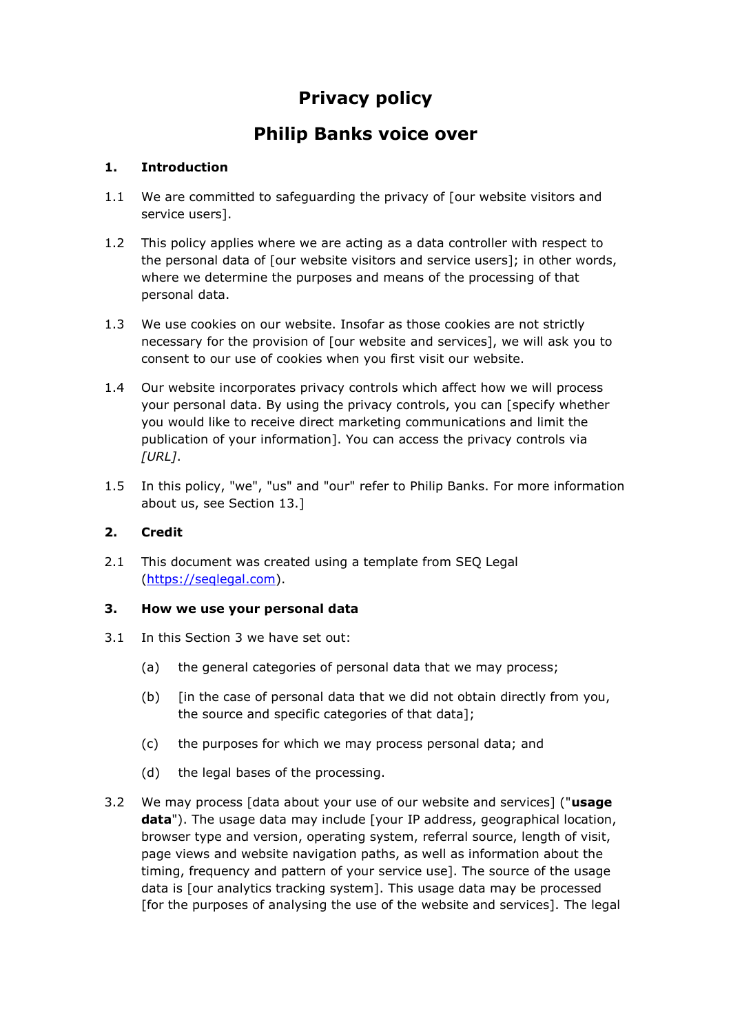# Privacy policy

# Philip Banks voice over

## 1. Introduction

1.1 We are committed to safeguarding the privacy of [our website visitors and service users].

1.2 This policy applies where we are acting as a data controller with respect to the personal data of [our website visitors and service users]; in other words, where we determine the purposes and means of the processing of that personal data.

1.3 We use cookies on our website. Insofar as those cookies are not strictly necessary for the provision of [our website and services], we will ask you to consent to our use of cookies when you first visit our website.

1.4 Our website incorporates privacy controls which affect how we will process your personal data. By using the privacy controls, you can [specify whether you would like to receive direct marketing communications and limit the publication of your information]. You can access the privacy controls via *[URL]*.

1.5 In this policy, "we", "us" and "our" refer to Philip Banks. For more information about us, see Section 13.]

## 2. Credit

2.1 This document was created using a template from SEQ Legal (https://seqlegal.com).

## 3. How we use your personal data

3.1 In this Section 3 we have set out:

(a) the general categories of personal data that we may process;

(b) [in the case of personal data that we did not obtain directly from you, the source and specific categories of that data];

(c) the purposes for which we may process personal data; and

(d) the legal bases of the processing.

3.2 We may process [data about your use of our website and services] ("**usage data**"). The usage data may include [your IP address, geographical location, browser type and version, operating system, referral source, length of visit, page views and website navigation paths, as well as information about the timing, frequency and pattern of your service use]. The source of the usage data is [our analytics tracking system]. This usage data may be processed [for the purposes of analysing the use of the website and services]. The legal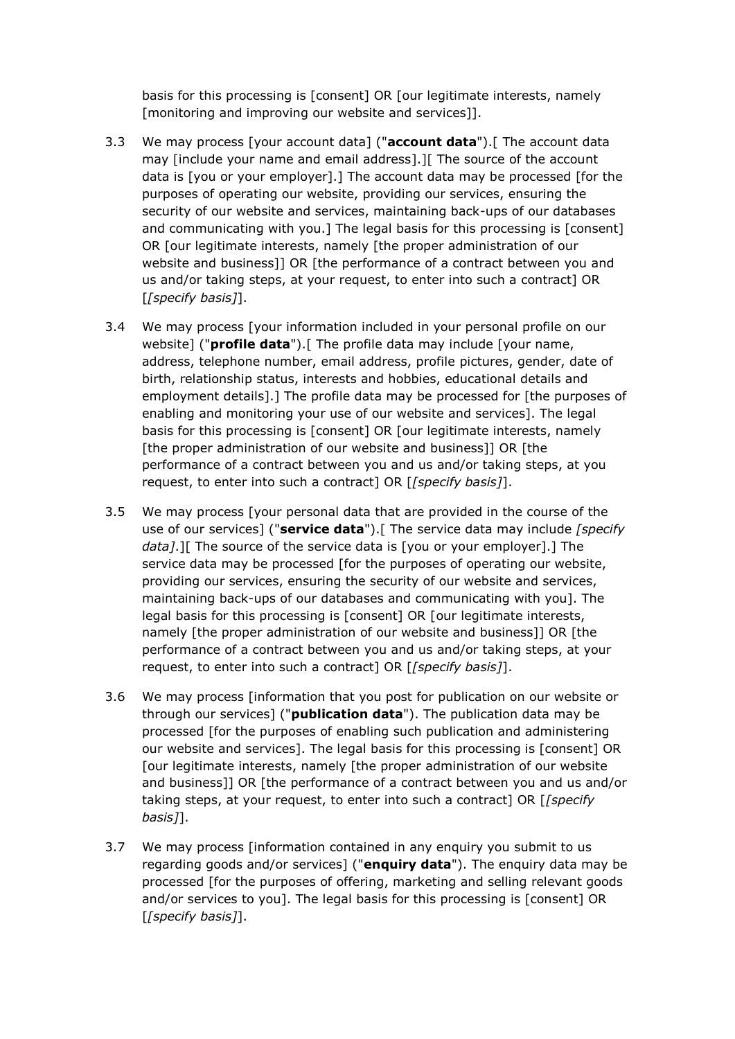basis for this processing is [consent] OR [our legitimate interests, namely [monitoring and improving our website and services]].

3.3 We may process [your account data] ("**account data**").[ The account data may [include your name and email address].][ The source of the account data is [you or your employer].] The account data may be processed [for the purposes of operating our website, providing our services, ensuring the security of our website and services, maintaining back-ups of our databases and communicating with you.] The legal basis for this processing is [consent] OR [our legitimate interests, namely [the proper administration of our website and business]] OR [the performance of a contract between you and us and/or taking steps, at your request, to enter into such a contract] OR [*[specify basis]*].

3.4 We may process [your information included in your personal profile on our website] ("**profile data**").[ The profile data may include [your name, address, telephone number, email address, profile pictures, gender, date of birth, relationship status, interests and hobbies, educational details and employment details].] The profile data may be processed for [the purposes of enabling and monitoring your use of our website and services]. The legal basis for this processing is [consent] OR [our legitimate interests, namely [the proper administration of our website and business]] OR [the performance of a contract between you and us and/or taking steps, at you request, to enter into such a contract] OR [*[specify basis]*].

3.5 We may process [your personal data that are provided in the course of the use of our services] ("**service data**").[ The service data may include *[specify data]*.][ The source of the service data is [you or your employer].] The service data may be processed [for the purposes of operating our website, providing our services, ensuring the security of our website and services, maintaining back-ups of our databases and communicating with you]. The legal basis for this processing is [consent] OR [our legitimate interests, namely [the proper administration of our website and business]] OR [the performance of a contract between you and us and/or taking steps, at your request, to enter into such a contract] OR [*[specify basis]*].

3.6 We may process [information that you post for publication on our website or through our services] ("**publication data**"). The publication data may be processed [for the purposes of enabling such publication and administering our website and services]. The legal basis for this processing is [consent] OR [our legitimate interests, namely [the proper administration of our website and business]] OR [the performance of a contract between you and us and/or taking steps, at your request, to enter into such a contract] OR [*[specify basis]*].

3.7 We may process [information contained in any enquiry you submit to us regarding goods and/or services] ("**enquiry data**"). The enquiry data may be processed [for the purposes of offering, marketing and selling relevant goods and/or services to you]. The legal basis for this processing is [consent] OR [*[specify basis]*].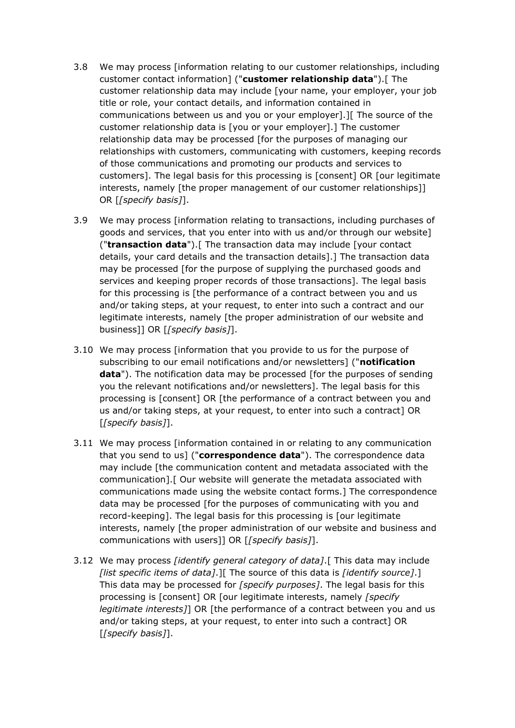3.8 We may process [information relating to our customer relationships, including customer contact information] ("**customer relationship data**").[ The customer relationship data may include [your name, your employer, your job title or role, your contact details, and information contained in communications between us and you or your employer].][ The source of the customer relationship data is [you or your employer].] The customer relationship data may be processed [for the purposes of managing our relationships with customers, communicating with customers, keeping records of those communications and promoting our products and services to customers]. The legal basis for this processing is [consent] OR [our legitimate interests, namely [the proper management of our customer relationships]] OR [*[specify basis]*].

3.9 We may process [information relating to transactions, including purchases of goods and services, that you enter into with us and/or through our website] ("**transaction data**").[ The transaction data may include [your contact details, your card details and the transaction details].] The transaction data may be processed [for the purpose of supplying the purchased goods and services and keeping proper records of those transactions]. The legal basis for this processing is [the performance of a contract between you and us and/or taking steps, at your request, to enter into such a contract and our legitimate interests, namely [the proper administration of our website and business]] OR [*[specify basis]*].

3.10 We may process [information that you provide to us for the purpose of subscribing to our email notifications and/or newsletters] ("**notification data**"). The notification data may be processed [for the purposes of sending you the relevant notifications and/or newsletters]. The legal basis for this processing is [consent] OR [the performance of a contract between you and us and/or taking steps, at your request, to enter into such a contract] OR [*[specify basis]*].

3.11 We may process [information contained in or relating to any communication that you send to us] ("**correspondence data**"). The correspondence data may include [the communication content and metadata associated with the communication].[ Our website will generate the metadata associated with communications made using the website contact forms.] The correspondence data may be processed [for the purposes of communicating with you and record-keeping]. The legal basis for this processing is [our legitimate interests, namely [the proper administration of our website and business and communications with users]] OR [*[specify basis]*].

3.12 We may process *[identify general category of data]*.[ This data may include *[list specific items of data]*.][ The source of this data is *[identify source]*.] This data may be processed for *[specify purposes]*. The legal basis for this processing is [consent] OR [our legitimate interests, namely *[specify legitimate interests]*] OR [the performance of a contract between you and us and/or taking steps, at your request, to enter into such a contract] OR [*[specify basis]*].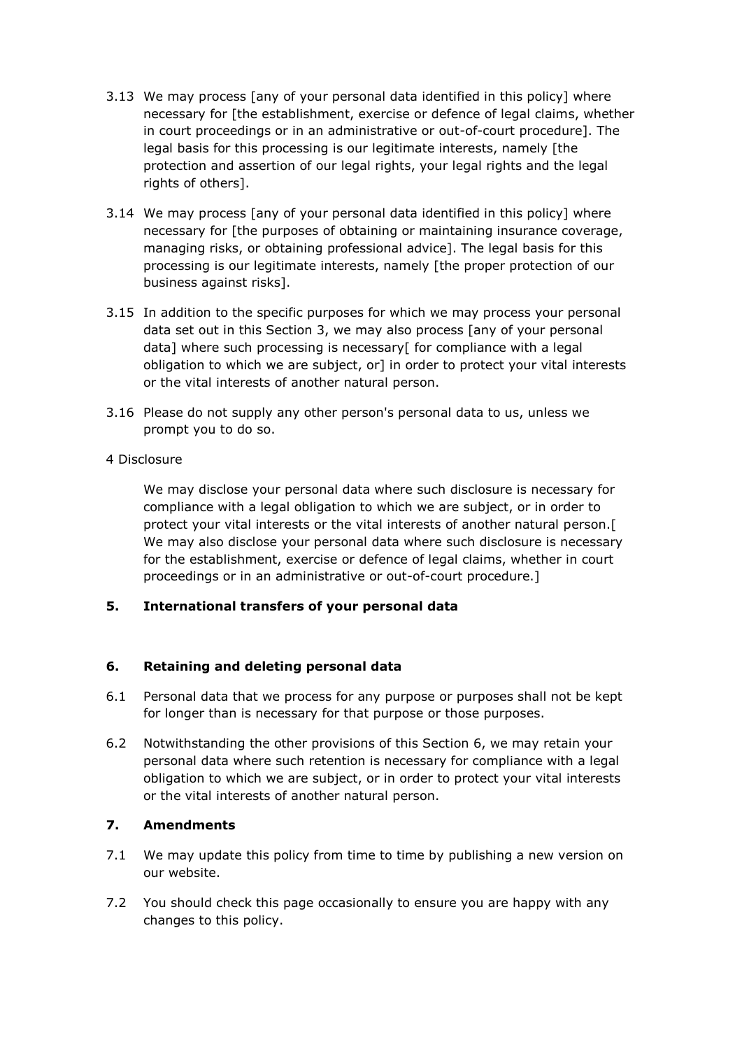3.13 We may process [any of your personal data identified in this policy] where necessary for [the establishment, exercise or defence of legal claims, whether in court proceedings or in an administrative or out-of-court procedure]. The legal basis for this processing is our legitimate interests, namely [the protection and assertion of our legal rights, your legal rights and the legal rights of others].

3.14 We may process [any of your personal data identified in this policy] where necessary for [the purposes of obtaining or maintaining insurance coverage, managing risks, or obtaining professional advice]. The legal basis for this processing is our legitimate interests, namely [the proper protection of our business against risks].

3.15 In addition to the specific purposes for which we may process your personal data set out in this Section 3, we may also process [any of your personal data] where such processing is necessary[ for compliance with a legal obligation to which we are subject, or] in order to protect your vital interests or the vital interests of another natural person.

3.16 Please do not supply any other person's personal data to us, unless we prompt you to do so.

4 Disclosure

We may disclose your personal data where such disclosure is necessary for compliance with a legal obligation to which we are subject, or in order to protect your vital interests or the vital interests of another natural person.[ We may also disclose your personal data where such disclosure is necessary for the establishment, exercise or defence of legal claims, whether in court proceedings or in an administrative or out-of-court procedure.]

## 5. International transfers of your personal data

## 6. Retaining and deleting personal data

6.1 Personal data that we process for any purpose or purposes shall not be kept for longer than is necessary for that purpose or those purposes.

6.2 Notwithstanding the other provisions of this Section 6, we may retain your personal data where such retention is necessary for compliance with a legal obligation to which we are subject, or in order to protect your vital interests or the vital interests of another natural person.

## 7. Amendments

7.1 We may update this policy from time to time by publishing a new version on our website.

7.2 You should check this page occasionally to ensure you are happy with any changes to this policy.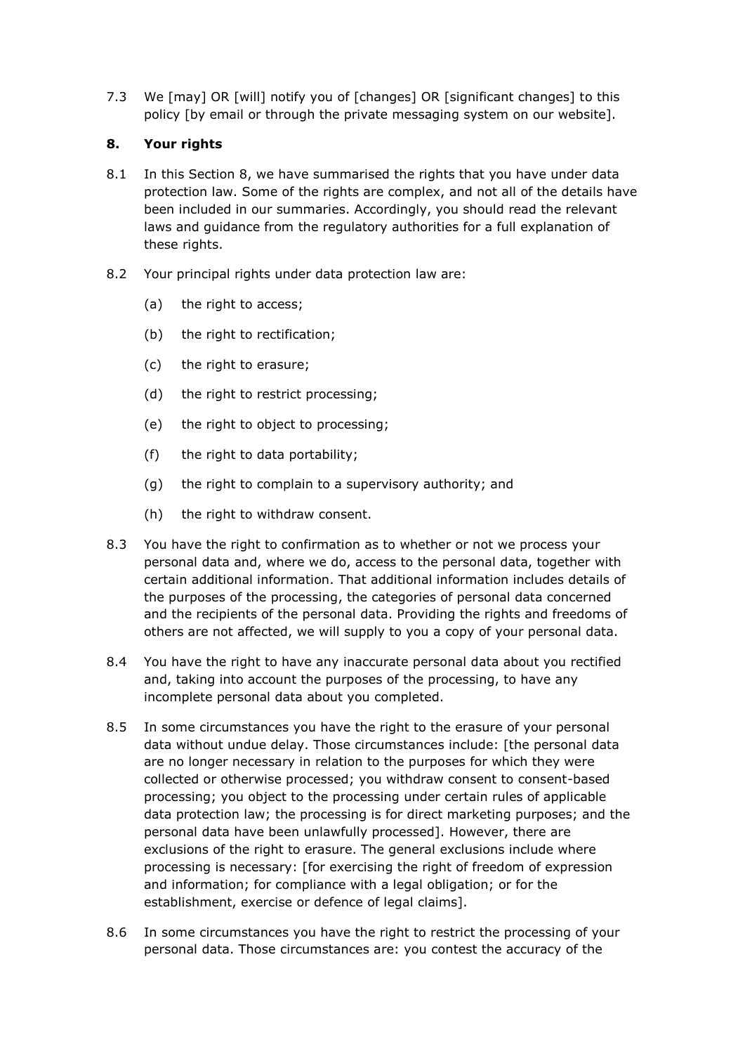7.3 We [may] OR [will] notify you of [changes] OR [significant changes] to this policy [by email or through the private messaging system on our website].

## 8. Your rights

8.1 In this Section 8, we have summarised the rights that you have under data protection law. Some of the rights are complex, and not all of the details have been included in our summaries. Accordingly, you should read the relevant laws and guidance from the regulatory authorities for a full explanation of these rights.

8.2 Your principal rights under data protection law are:

(a) the right to access;

(b) the right to rectification;

(c) the right to erasure;

(d) the right to restrict processing;

(e) the right to object to processing;

(f) the right to data portability;

(g) the right to complain to a supervisory authority; and

(h) the right to withdraw consent.

8.3 You have the right to confirmation as to whether or not we process your personal data and, where we do, access to the personal data, together with certain additional information. That additional information includes details of the purposes of the processing, the categories of personal data concerned and the recipients of the personal data. Providing the rights and freedoms of others are not affected, we will supply to you a copy of your personal data.

8.4 You have the right to have any inaccurate personal data about you rectified and, taking into account the purposes of the processing, to have any incomplete personal data about you completed.

8.5 In some circumstances you have the right to the erasure of your personal data without undue delay. Those circumstances include: [the personal data are no longer necessary in relation to the purposes for which they were collected or otherwise processed; you withdraw consent to consent-based processing; you object to the processing under certain rules of applicable data protection law; the processing is for direct marketing purposes; and the personal data have been unlawfully processed]. However, there are exclusions of the right to erasure. The general exclusions include where processing is necessary: [for exercising the right of freedom of expression and information; for compliance with a legal obligation; or for the establishment, exercise or defence of legal claims].

8.6 In some circumstances you have the right to restrict the processing of your personal data. Those circumstances are: you contest the accuracy of the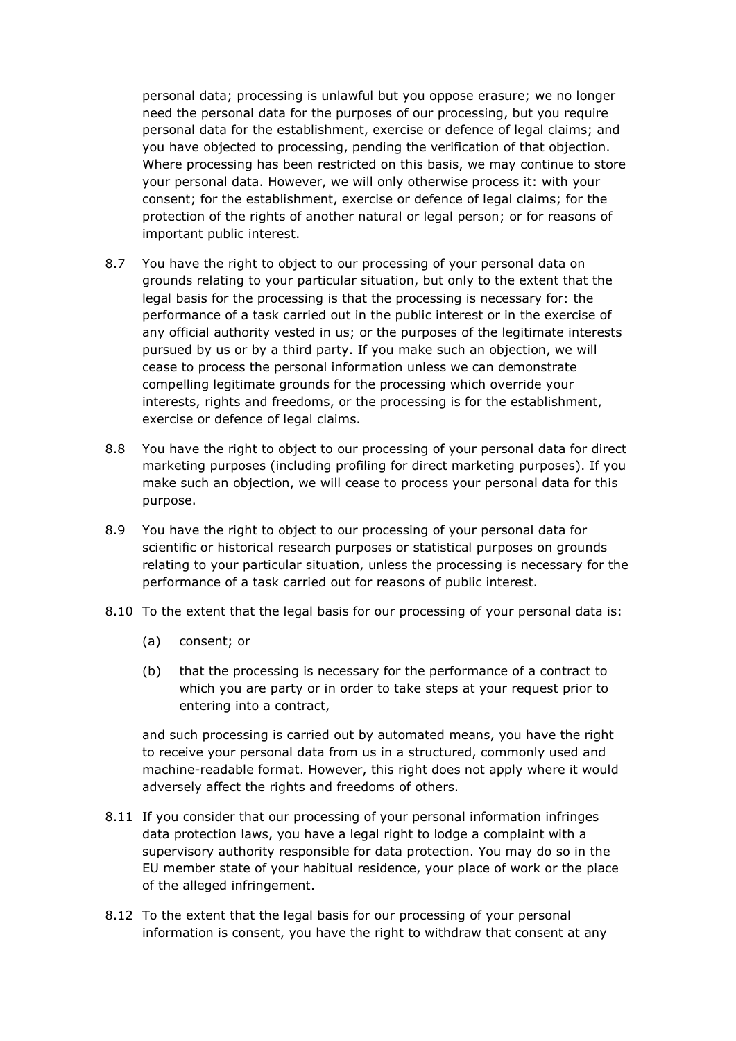personal data; processing is unlawful but you oppose erasure; we no longer need the personal data for the purposes of our processing, but you require personal data for the establishment, exercise or defence of legal claims; and you have objected to processing, pending the verification of that objection. Where processing has been restricted on this basis, we may continue to store your personal data. However, we will only otherwise process it: with your consent; for the establishment, exercise or defence of legal claims; for the protection of the rights of another natural or legal person; or for reasons of important public interest.

8.7 You have the right to object to our processing of your personal data on grounds relating to your particular situation, but only to the extent that the legal basis for the processing is that the processing is necessary for: the performance of a task carried out in the public interest or in the exercise of any official authority vested in us; or the purposes of the legitimate interests pursued by us or by a third party. If you make such an objection, we will cease to process the personal information unless we can demonstrate compelling legitimate grounds for the processing which override your interests, rights and freedoms, or the processing is for the establishment, exercise or defence of legal claims.

8.8 You have the right to object to our processing of your personal data for direct marketing purposes (including profiling for direct marketing purposes). If you make such an objection, we will cease to process your personal data for this purpose.

8.9 You have the right to object to our processing of your personal data for scientific or historical research purposes or statistical purposes on grounds relating to your particular situation, unless the processing is necessary for the performance of a task carried out for reasons of public interest.

8.10 To the extent that the legal basis for our processing of your personal data is:

(a) consent; or

(b) that the processing is necessary for the performance of a contract to which you are party or in order to take steps at your request prior to entering into a contract,

and such processing is carried out by automated means, you have the right to receive your personal data from us in a structured, commonly used and machine-readable format. However, this right does not apply where it would adversely affect the rights and freedoms of others.

8.11 If you consider that our processing of your personal information infringes data protection laws, you have a legal right to lodge a complaint with a supervisory authority responsible for data protection. You may do so in the EU member state of your habitual residence, your place of work or the place of the alleged infringement.

8.12 To the extent that the legal basis for our processing of your personal information is consent, you have the right to withdraw that consent at any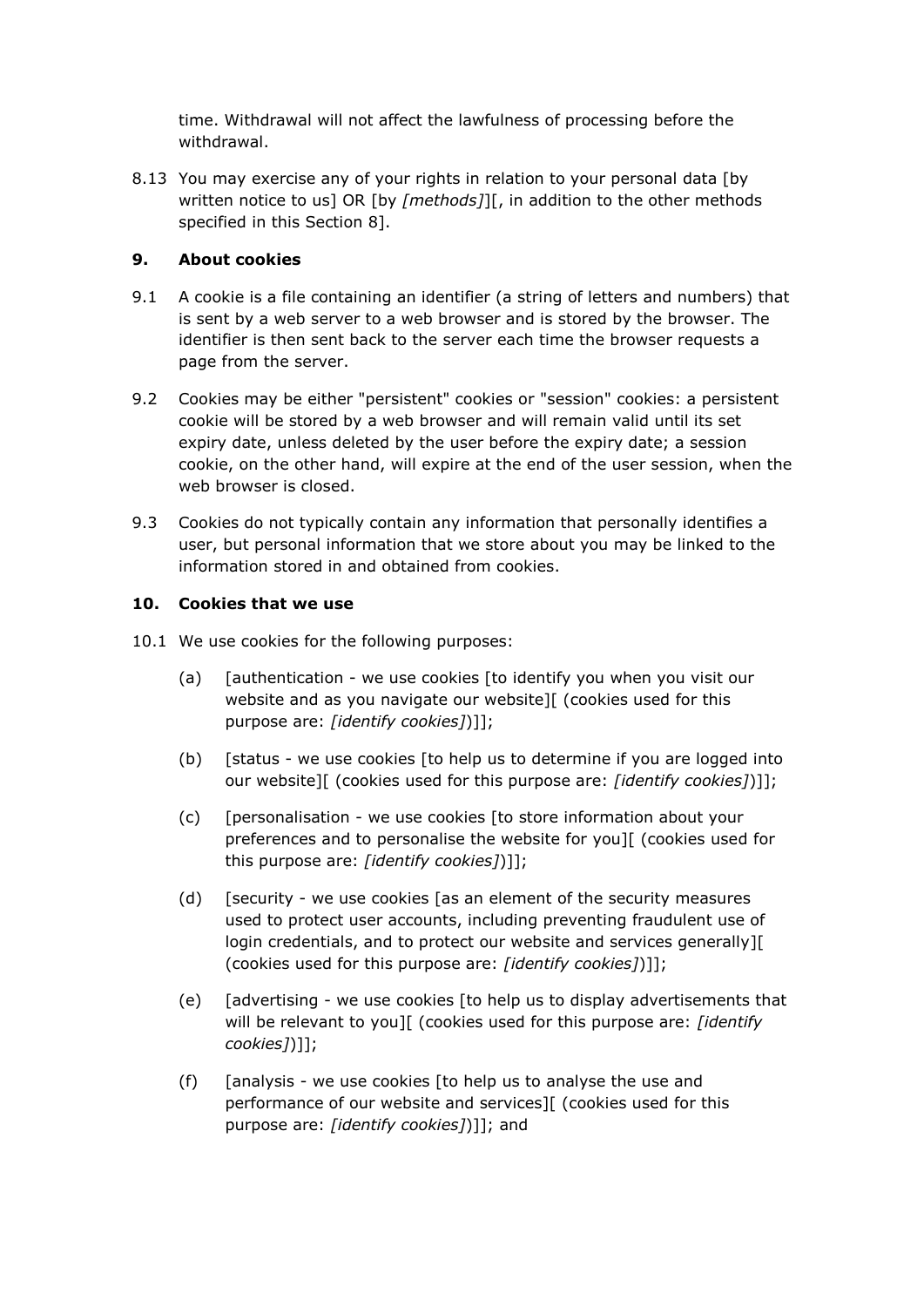time. Withdrawal will not affect the lawfulness of processing before the withdrawal.

8.13 You may exercise any of your rights in relation to your personal data [by written notice to us] OR [by *[methods]*][, in addition to the other methods specified in this Section 8].

## 9. About cookies

9.1 A cookie is a file containing an identifier (a string of letters and numbers) that is sent by a web server to a web browser and is stored by the browser. The identifier is then sent back to the server each time the browser requests a page from the server.

9.2 Cookies may be either "persistent" cookies or "session" cookies: a persistent cookie will be stored by a web browser and will remain valid until its set expiry date, unless deleted by the user before the expiry date; a session cookie, on the other hand, will expire at the end of the user session, when the web browser is closed.

9.3 Cookies do not typically contain any information that personally identifies a user, but personal information that we store about you may be linked to the information stored in and obtained from cookies.

## 10. Cookies that we use

10.1 We use cookies for the following purposes:

(a) [authentication - we use cookies [to identify you when you visit our website and as you navigate our website][ (cookies used for this purpose are: *[identify cookies]*)]];

(b) [status - we use cookies [to help us to determine if you are logged into our website][ (cookies used for this purpose are: *[identify cookies]*)]];

(c) [personalisation - we use cookies [to store information about your preferences and to personalise the website for you][ (cookies used for this purpose are: *[identify cookies]*)]];

(d) [security - we use cookies [as an element of the security measures used to protect user accounts, including preventing fraudulent use of login credentials, and to protect our website and services generally][ (cookies used for this purpose are: *[identify cookies]*)]];

(e) [advertising - we use cookies [to help us to display advertisements that will be relevant to you][ (cookies used for this purpose are: *[identify cookies]*)]];

(f) [analysis - we use cookies [to help us to analyse the use and performance of our website and services][ (cookies used for this purpose are: *[identify cookies]*)]]; and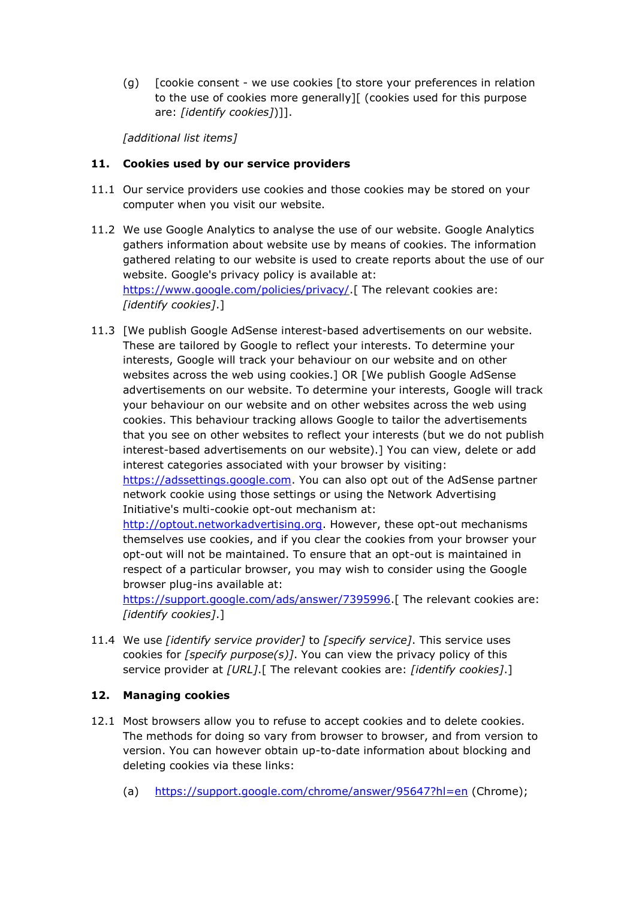(g) [cookie consent - we use cookies [to store your preferences in relation to the use of cookies more generally][ (cookies used for this purpose are: *[identify cookies]*)]].

*[additional list items]*

## 11. Cookies used by our service providers

11.1 Our service providers use cookies and those cookies may be stored on your computer when you visit our website.

11.2 We use Google Analytics to analyse the use of our website. Google Analytics gathers information about website use by means of cookies. The information gathered relating to our website is used to create reports about the use of our website. Google's privacy policy is available at: https://www.google.com/policies/privacy/.[ The relevant cookies are: *[identify cookies]*.]

11.3 [We publish Google AdSense interest-based advertisements on our website. These are tailored by Google to reflect your interests. To determine your interests, Google will track your behaviour on our website and on other websites across the web using cookies.] OR [We publish Google AdSense advertisements on our website. To determine your interests, Google will track your behaviour on our website and on other websites across the web using cookies. This behaviour tracking allows Google to tailor the advertisements that you see on other websites to reflect your interests (but we do not publish interest-based advertisements on our website).] You can view, delete or add interest categories associated with your browser by visiting: https://adssettings.google.com. You can also opt out of the AdSense partner network cookie using those settings or using the Network Advertising Initiative's multi-cookie opt-out mechanism at: http://optout.networkadvertising.org. However, these opt-out mechanisms themselves use cookies, and if you clear the cookies from your browser your opt-out will not be maintained. To ensure that an opt-out is maintained in respect of a particular browser, you may wish to consider using the Google browser plug-ins available at: https://support.google.com/ads/answer/7395996.[ The relevant cookies are: *[identify cookies]*.]

11.4 We use *[identify service provider]* to *[specify service]*. This service uses cookies for *[specify purpose(s)]*. You can view the privacy policy of this service provider at *[URL]*.[ The relevant cookies are: *[identify cookies]*.]

## 12. Managing cookies

12.1 Most browsers allow you to refuse to accept cookies and to delete cookies. The methods for doing so vary from browser to browser, and from version to version. You can however obtain up-to-date information about blocking and deleting cookies via these links:

(a) https://support.google.com/chrome/answer/95647?hl=en (Chrome);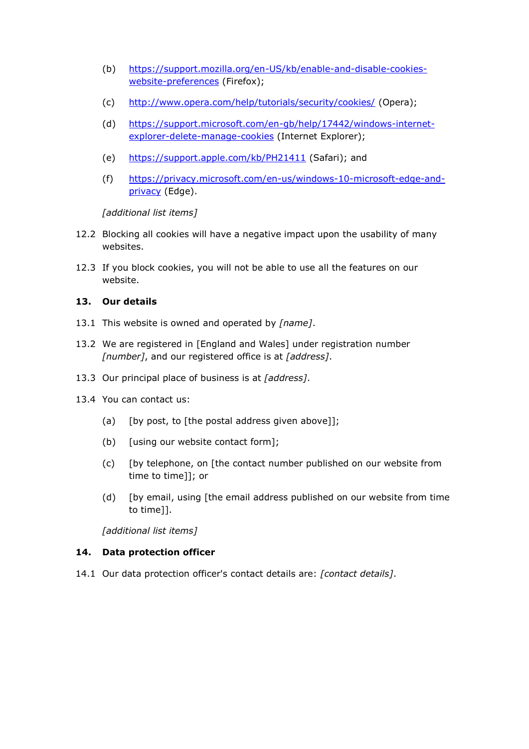(b) [https://support.mozilla.org/en-US/kb/enable-and-disable-cookies-website-preferences](https://support.mozilla.org/en-US/kb/enable-and-disable-cookies-website-preferences) (Firefox);

(c) [http://www.opera.com/help/tutorials/security/cookies/](http://www.opera.com/help/tutorials/security/cookies/) (Opera);

(d) [https://support.microsoft.com/en-gb/help/17442/windows-internet-explorer-delete-manage-cookies](https://support.microsoft.com/en-gb/help/17442/windows-internet-explorer-delete-manage-cookies) (Internet Explorer);

(e) [https://support.apple.com/kb/PH21411](https://support.apple.com/kb/PH21411) (Safari); and

(f) [https://privacy.microsoft.com/en-us/windows-10-microsoft-edge-and-privacy](https://privacy.microsoft.com/en-us/windows-10-microsoft-edge-and-privacy) (Edge).

*[additional list items]*

12.2 Blocking all cookies will have a negative impact upon the usability of many websites.

12.3 If you block cookies, you will not be able to use all the features on our website.

**13. Our details**

13.1 This website is owned and operated by *[name]*.

13.2 We are registered in [England and Wales] under registration number *[number]*, and our registered office is at *[address]*.

13.3 Our principal place of business is at *[address]*.

13.4 You can contact us:

(a) [by post, to [the postal address given above]];

(b) [using our website contact form];

(c) [by telephone, on [the contact number published on our website from time to time]]; or

(d) [by email, using [the email address published on our website from time to time]].

*[additional list items]*

**14. Data protection officer**

14.1 Our data protection officer's contact details are: *[contact details]*.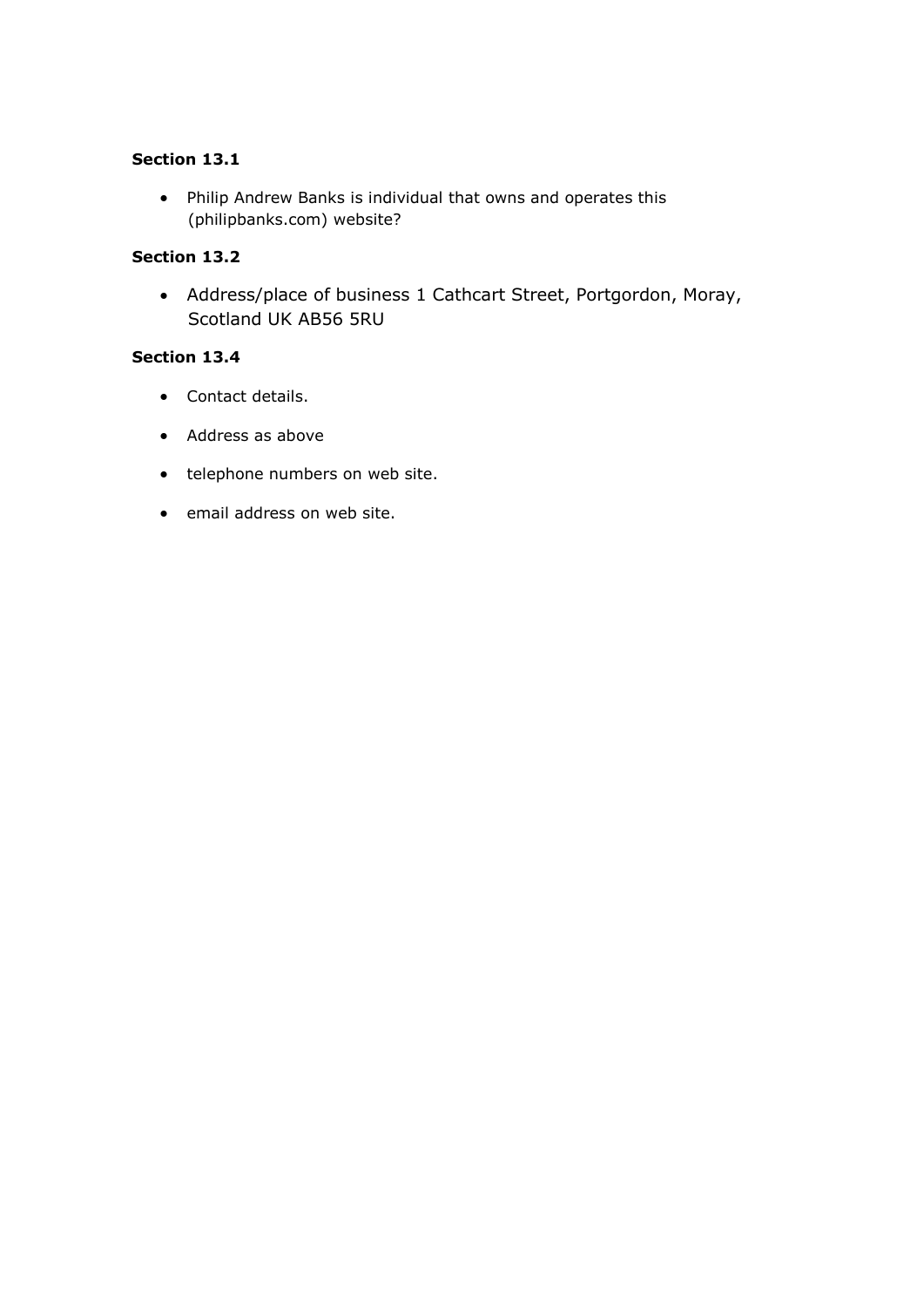**Section 13.1**

- Philip Andrew Banks is individual that owns and operates this (philipbanks.com) website?

**Section 13.2**

- Address/place of business 1 Cathcart Street, Portgordon, Moray, Scotland UK AB56 5RU

**Section 13.4**

- Contact details.
- Address as above
- telephone numbers on web site.
- email address on web site.